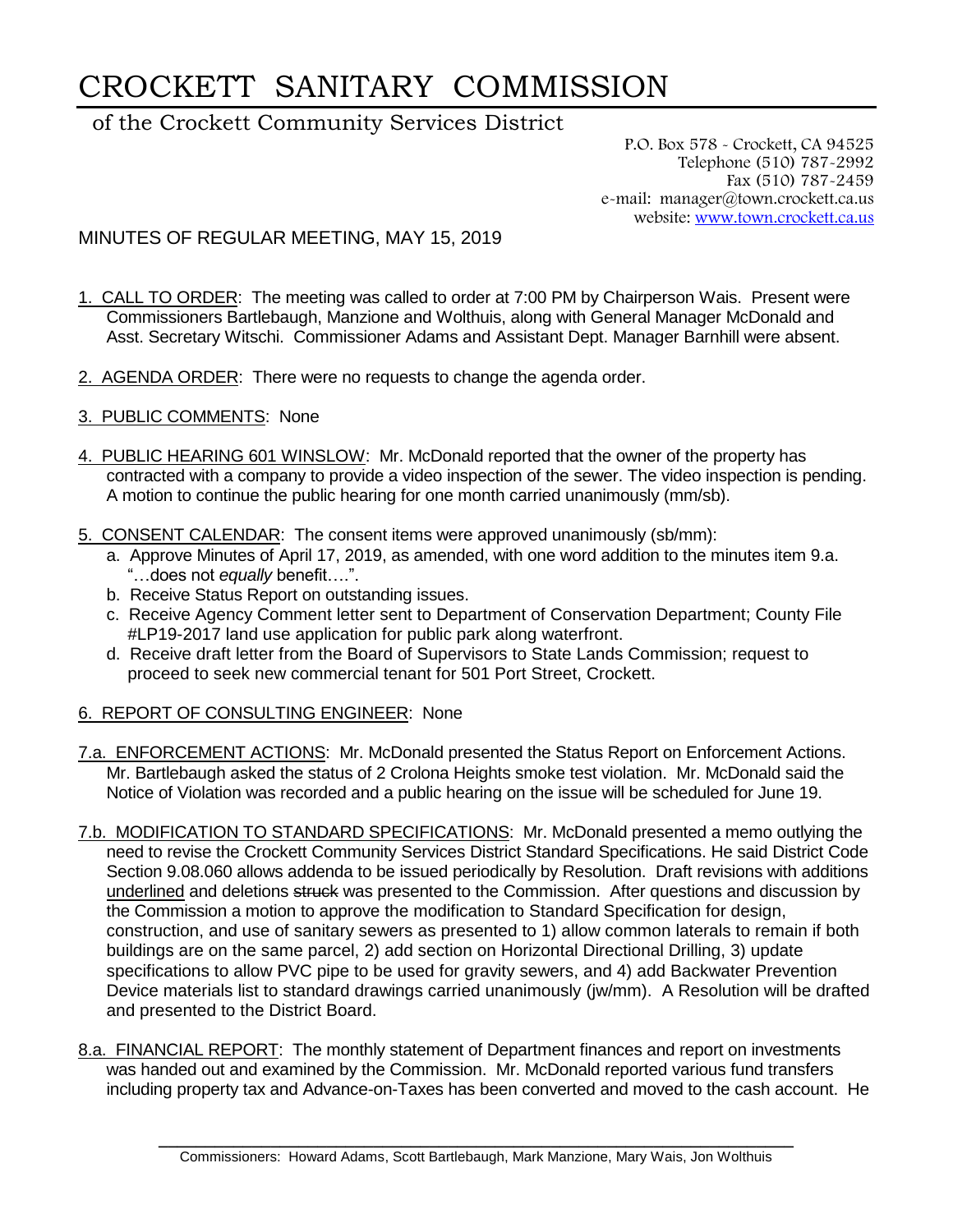# CROCKETT SANITARY COMMISSION

of the Crockett Community Services District

P.O. Box 578 - Crockett, CA 94525
Telephone (510) 787-2992
Fax (510) 787-2459
e-mail: manager@town.crockett.ca.us
website: www.town.crockett.ca.us

MINUTES OF REGULAR MEETING, MAY 15, 2019

1. CALL TO ORDER: The meeting was called to order at 7:00 PM by Chairperson Wais. Present were Commissioners Bartlebaugh, Manzione and Wolthuis, along with General Manager McDonald and Asst. Secretary Witschi. Commissioner Adams and Assistant Dept. Manager Barnhill were absent.

2. AGENDA ORDER: There were no requests to change the agenda order.

3. PUBLIC COMMENTS: None

4. PUBLIC HEARING 601 WINSLOW: Mr. McDonald reported that the owner of the property has contracted with a company to provide a video inspection of the sewer. The video inspection is pending. A motion to continue the public hearing for one month carried unanimously (mm/sb).

5. CONSENT CALENDAR: The consent items were approved unanimously (sb/mm):
   a. Approve Minutes of April 17, 2019, as amended, with one word addition to the minutes item 9.a. "…does not *equally* benefit….".
   b. Receive Status Report on outstanding issues.
   c. Receive Agency Comment letter sent to Department of Conservation Department; County File #LP19-2017 land use application for public park along waterfront.
   d. Receive draft letter from the Board of Supervisors to State Lands Commission; request to proceed to seek new commercial tenant for 501 Port Street, Crockett.

6. REPORT OF CONSULTING ENGINEER: None

7.a. ENFORCEMENT ACTIONS: Mr. McDonald presented the Status Report on Enforcement Actions. Mr. Bartlebaugh asked the status of 2 Crolona Heights smoke test violation. Mr. McDonald said the Notice of Violation was recorded and a public hearing on the issue will be scheduled for June 19.

7.b. MODIFICATION TO STANDARD SPECIFICATIONS: Mr. McDonald presented a memo outlying the need to revise the Crockett Community Services District Standard Specifications. He said District Code Section 9.08.060 allows addenda to be issued periodically by Resolution. Draft revisions with additions <u>underlined</u> and deletions ~~struck~~ was presented to the Commission. After questions and discussion by the Commission a motion to approve the modification to Standard Specification for design, construction, and use of sanitary sewers as presented to 1) allow common laterals to remain if both buildings are on the same parcel, 2) add section on Horizontal Directional Drilling, 3) update specifications to allow PVC pipe to be used for gravity sewers, and 4) add Backwater Prevention Device materials list to standard drawings carried unanimously (jw/mm). A Resolution will be drafted and presented to the District Board.

8.a. FINANCIAL REPORT: The monthly statement of Department finances and report on investments was handed out and examined by the Commission. Mr. McDonald reported various fund transfers including property tax and Advance-on-Taxes has been converted and moved to the cash account. He

Commissioners: Howard Adams, Scott Bartlebaugh, Mark Manzione, Mary Wais, Jon Wolthuis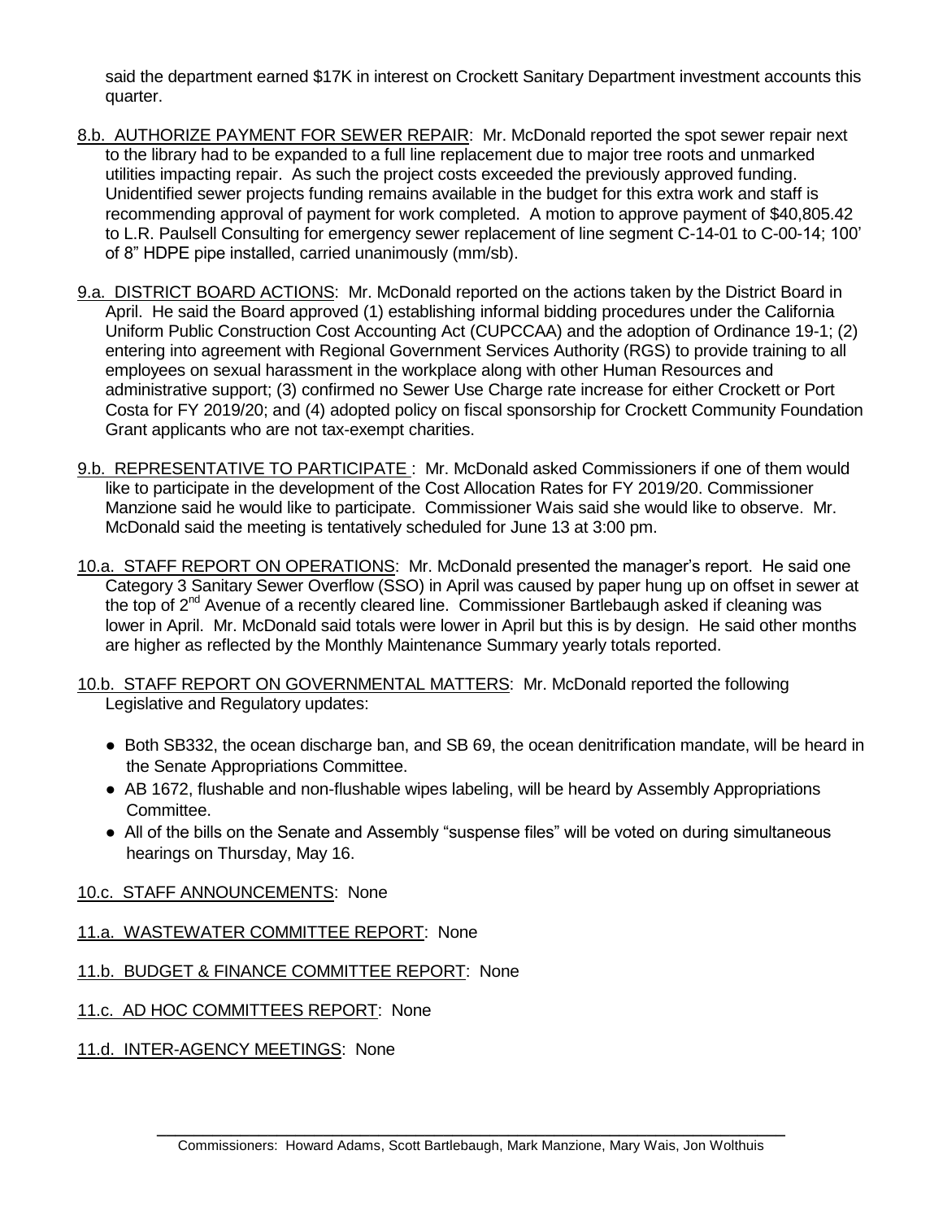said the department earned $17K in interest on Crockett Sanitary Department investment accounts this quarter.

8.b. AUTHORIZE PAYMENT FOR SEWER REPAIR: Mr. McDonald reported the spot sewer repair next to the library had to be expanded to a full line replacement due to major tree roots and unmarked utilities impacting repair. As such the project costs exceeded the previously approved funding. Unidentified sewer projects funding remains available in the budget for this extra work and staff is recommending approval of payment for work completed. A motion to approve payment of $40,805.42 to L.R. Paulsell Consulting for emergency sewer replacement of line segment C-14-01 to C-00-14; 100' of 8" HDPE pipe installed, carried unanimously (mm/sb).

9.a. DISTRICT BOARD ACTIONS: Mr. McDonald reported on the actions taken by the District Board in April. He said the Board approved (1) establishing informal bidding procedures under the California Uniform Public Construction Cost Accounting Act (CUPCCAA) and the adoption of Ordinance 19-1; (2) entering into agreement with Regional Government Services Authority (RGS) to provide training to all employees on sexual harassment in the workplace along with other Human Resources and administrative support; (3) confirmed no Sewer Use Charge rate increase for either Crockett or Port Costa for FY 2019/20; and (4) adopted policy on fiscal sponsorship for Crockett Community Foundation Grant applicants who are not tax-exempt charities.

9.b. REPRESENTATIVE TO PARTICIPATE : Mr. McDonald asked Commissioners if one of them would like to participate in the development of the Cost Allocation Rates for FY 2019/20. Commissioner Manzione said he would like to participate. Commissioner Wais said she would like to observe. Mr. McDonald said the meeting is tentatively scheduled for June 13 at 3:00 pm.

10.a. STAFF REPORT ON OPERATIONS: Mr. McDonald presented the manager's report. He said one Category 3 Sanitary Sewer Overflow (SSO) in April was caused by paper hung up on offset in sewer at the top of 2nd Avenue of a recently cleared line. Commissioner Bartlebaugh asked if cleaning was lower in April. Mr. McDonald said totals were lower in April but this is by design. He said other months are higher as reflected by the Monthly Maintenance Summary yearly totals reported.

10.b. STAFF REPORT ON GOVERNMENTAL MATTERS: Mr. McDonald reported the following Legislative and Regulatory updates:

- Both SB332, the ocean discharge ban, and SB 69, the ocean denitrification mandate, will be heard in the Senate Appropriations Committee.
- AB 1672, flushable and non-flushable wipes labeling, will be heard by Assembly Appropriations Committee.
- All of the bills on the Senate and Assembly "suspense files" will be voted on during simultaneous hearings on Thursday, May 16.

10.c. STAFF ANNOUNCEMENTS: None

11.a. WASTEWATER COMMITTEE REPORT: None

11.b. BUDGET & FINANCE COMMITTEE REPORT: None

11.c. AD HOC COMMITTEES REPORT: None

11.d. INTER-AGENCY MEETINGS: None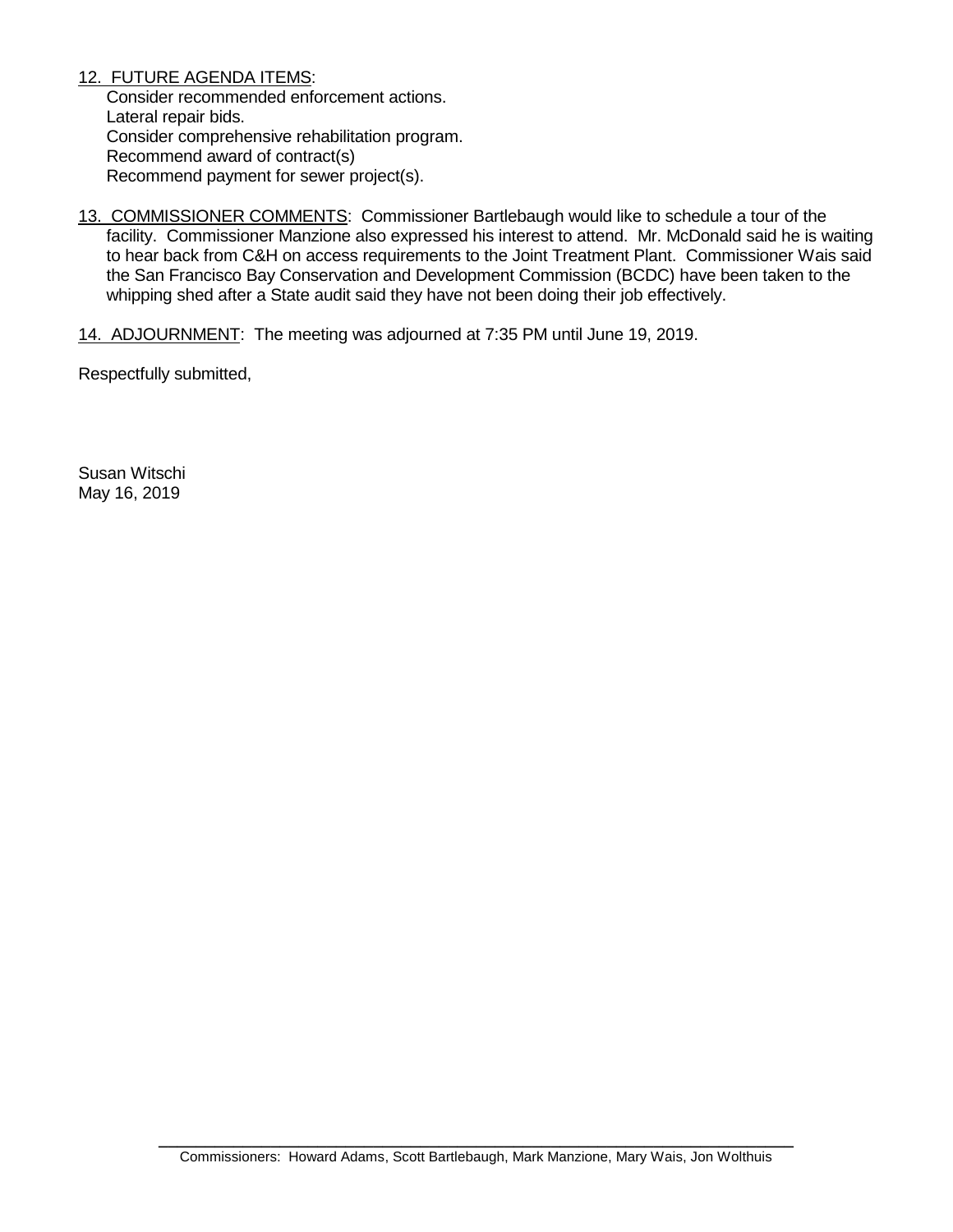12. FUTURE AGENDA ITEMS:

Consider recommended enforcement actions.
Lateral repair bids.
Consider comprehensive rehabilitation program.
Recommend award of contract(s)
Recommend payment for sewer project(s).

13. COMMISSIONER COMMENTS: Commissioner Bartlebaugh would like to schedule a tour of the facility. Commissioner Manzione also expressed his interest to attend. Mr. McDonald said he is waiting to hear back from C&H on access requirements to the Joint Treatment Plant. Commissioner Wais said the San Francisco Bay Conservation and Development Commission (BCDC) have been taken to the whipping shed after a State audit said they have not been doing their job effectively.

14. ADJOURNMENT: The meeting was adjourned at 7:35 PM until June 19, 2019.

Respectfully submitted,

Susan Witschi
May 16, 2019

Commissioners: Howard Adams, Scott Bartlebaugh, Mark Manzione, Mary Wais, Jon Wolthuis